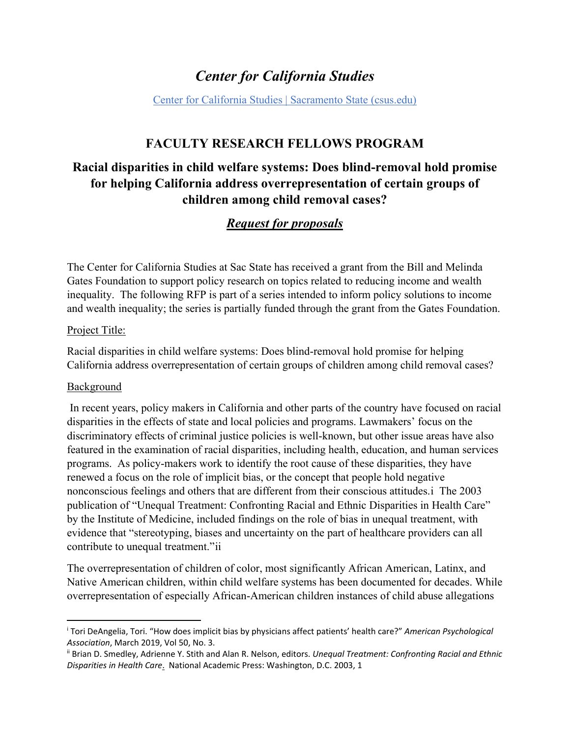# *Center for California Studies*

[Center for California Studies | Sacramento State (csus.edu)](Center for California Studies | Sacramento State (csus.edu))

## FACULTY RESEARCH FELLOWS PROGRAM

## Racial disparities in child welfare systems: Does blind-removal hold promise for helping California address overrepresentation of certain groups of children among child removal cases?

## ***Request for proposals***

The Center for California Studies at Sac State has received a grant from the Bill and Melinda Gates Foundation to support policy research on topics related to reducing income and wealth inequality. The following RFP is part of a series intended to inform policy solutions to income and wealth inequality; the series is partially funded through the grant from the Gates Foundation.

Project Title:

Racial disparities in child welfare systems: Does blind-removal hold promise for helping California address overrepresentation of certain groups of children among child removal cases?

Background

In recent years, policy makers in California and other parts of the country have focused on racial disparities in the effects of state and local policies and programs. Lawmakers' focus on the discriminatory effects of criminal justice policies is well-known, but other issue areas have also featured in the examination of racial disparities, including health, education, and human services programs. As policy-makers work to identify the root cause of these disparities, they have renewed a focus on the role of implicit bias, or the concept that people hold negative nonconscious feelings and others that are different from their conscious attitudes.[i] The 2003 publication of "Unequal Treatment: Confronting Racial and Ethnic Disparities in Health Care" by the Institute of Medicine, included findings on the role of bias in unequal treatment, with evidence that "stereotyping, biases and uncertainty on the part of healthcare providers can all contribute to unequal treatment."[ii]

The overrepresentation of children of color, most significantly African American, Latinx, and Native American children, within child welfare systems has been documented for decades. While overrepresentation of especially African-American children instances of child abuse allegations

---

[i] Tori DeAngelia, Tori. "How does implicit bias by physicians affect patients' health care?" *American Psychological Association*, March 2019, Vol 50, No. 3.

[ii] Brian D. Smedley, Adrienne Y. Stith and Alan R. Nelson, editors. *Unequal Treatment: Confronting Racial and Ethnic Disparities in Health Care*. National Academic Press: Washington, D.C. 2003, 1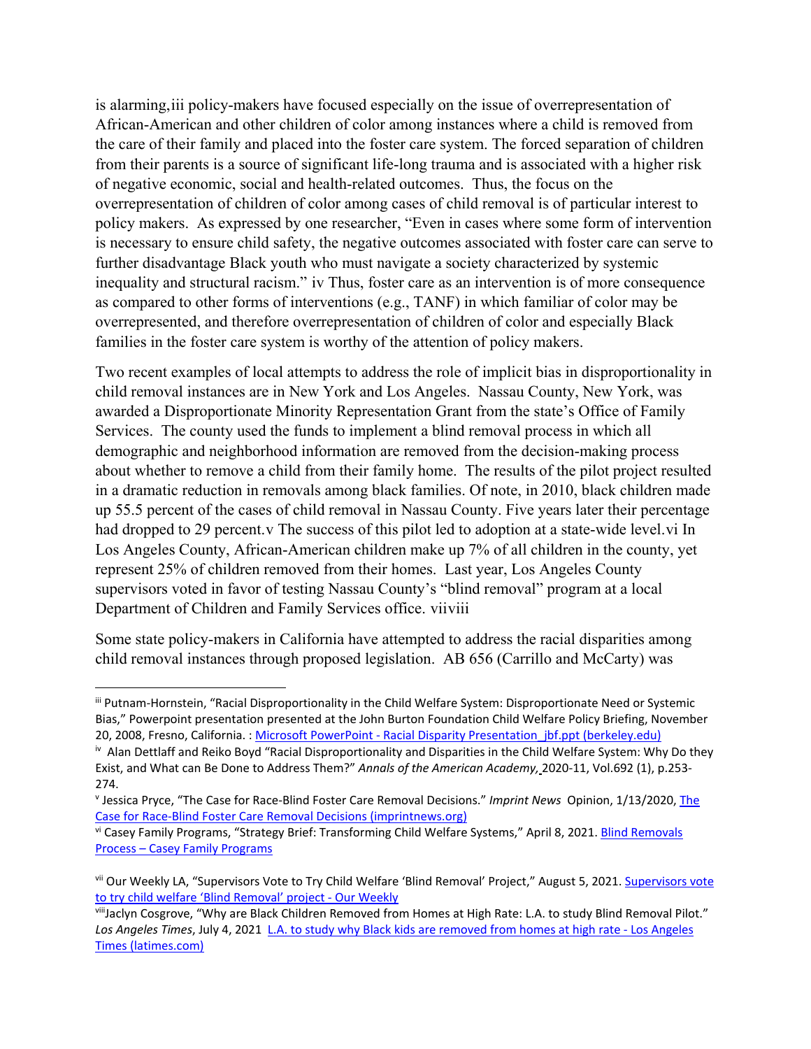is alarming,[iii] policy-makers have focused especially on the issue of overrepresentation of African-American and other children of color among instances where a child is removed from the care of their family and placed into the foster care system. The forced separation of children from their parents is a source of significant life-long trauma and is associated with a higher risk of negative economic, social and health-related outcomes. Thus, the focus on the overrepresentation of children of color among cases of child removal is of particular interest to policy makers. As expressed by one researcher, "Even in cases where some form of intervention is necessary to ensure child safety, the negative outcomes associated with foster care can serve to further disadvantage Black youth who must navigate a society characterized by systemic inequality and structural racism." [iv] Thus, foster care as an intervention is of more consequence as compared to other forms of interventions (e.g., TANF) in which familiar of color may be overrepresented, and therefore overrepresentation of children of color and especially Black families in the foster care system is worthy of the attention of policy makers.

Two recent examples of local attempts to address the role of implicit bias in disproportionality in child removal instances are in New York and Los Angeles. Nassau County, New York, was awarded a Disproportionate Minority Representation Grant from the state's Office of Family Services. The county used the funds to implement a blind removal process in which all demographic and neighborhood information are removed from the decision-making process about whether to remove a child from their family home. The results of the pilot project resulted in a dramatic reduction in removals among black families. Of note, in 2010, black children made up 55.5 percent of the cases of child removal in Nassau County. Five years later their percentage had dropped to 29 percent.[v] The success of this pilot led to adoption at a state-wide level.[vi] In Los Angeles County, African-American children make up 7% of all children in the county, yet represent 25% of children removed from their homes. Last year, Los Angeles County supervisors voted in favor of testing Nassau County's "blind removal" program at a local Department of Children and Family Services office. [vii][viii]

Some state policy-makers in California have attempted to address the racial disparities among child removal instances through proposed legislation. AB 656 (Carrillo and McCarty) was

---

[iii] Putnam-Hornstein, "Racial Disproportionality in the Child Welfare System: Disproportionate Need or Systemic Bias," Powerpoint presentation presented at the John Burton Foundation Child Welfare Policy Briefing, November 20, 2008, Fresno, California. : Microsoft PowerPoint - Racial Disparity Presentation_jbf.ppt (berkeley.edu)

[iv] Alan Dettlaff and Reiko Boyd "Racial Disproportionality and Disparities in the Child Welfare System: Why Do they Exist, and What can Be Done to Address Them?" *Annals of the American Academy,* 2020-11, Vol.692 (1), p.253-274.

[v] Jessica Pryce, "The Case for Race-Blind Foster Care Removal Decisions." *Imprint News* Opinion, 1/13/2020, The Case for Race-Blind Foster Care Removal Decisions (imprintnews.org)

[vi] Casey Family Programs, "Strategy Brief: Transforming Child Welfare Systems," April 8, 2021. Blind Removals Process – Casey Family Programs

[vii] Our Weekly LA, "Supervisors Vote to Try Child Welfare 'Blind Removal' Project," August 5, 2021. Supervisors vote to try child welfare 'Blind Removal' project - Our Weekly

[viii] Jaclyn Cosgrove, "Why are Black Children Removed from Homes at High Rate: L.A. to study Blind Removal Pilot." *Los Angeles Times*, July 4, 2021 L.A. to study why Black kids are removed from homes at high rate - Los Angeles Times (latimes.com)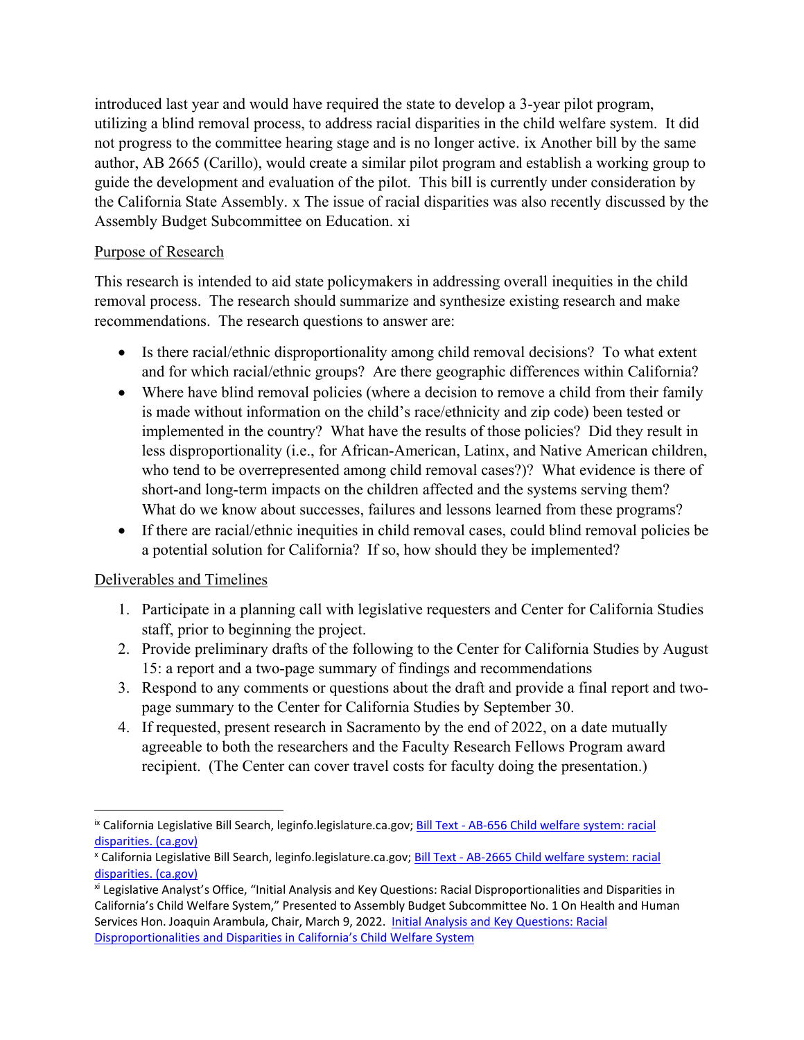introduced last year and would have required the state to develop a 3-year pilot program, utilizing a blind removal process, to address racial disparities in the child welfare system. It did not progress to the committee hearing stage and is no longer active. [ix] Another bill by the same author, AB 2665 (Carillo), would create a similar pilot program and establish a working group to guide the development and evaluation of the pilot. This bill is currently under consideration by the California State Assembly. [x] The issue of racial disparities was also recently discussed by the Assembly Budget Subcommittee on Education. [xi]

Purpose of Research

This research is intended to aid state policymakers in addressing overall inequities in the child removal process. The research should summarize and synthesize existing research and make recommendations. The research questions to answer are:

- Is there racial/ethnic disproportionality among child removal decisions? To what extent and for which racial/ethnic groups? Are there geographic differences within California?
- Where have blind removal policies (where a decision to remove a child from their family is made without information on the child's race/ethnicity and zip code) been tested or implemented in the country? What have the results of those policies? Did they result in less disproportionality (i.e., for African-American, Latinx, and Native American children, who tend to be overrepresented among child removal cases?)? What evidence is there of short-and long-term impacts on the children affected and the systems serving them? What do we know about successes, failures and lessons learned from these programs?
- If there are racial/ethnic inequities in child removal cases, could blind removal policies be a potential solution for California? If so, how should they be implemented?

Deliverables and Timelines

1. Participate in a planning call with legislative requesters and Center for California Studies staff, prior to beginning the project.
2. Provide preliminary drafts of the following to the Center for California Studies by August 15: a report and a two-page summary of findings and recommendations
3. Respond to any comments or questions about the draft and provide a final report and two-page summary to the Center for California Studies by September 30.
4. If requested, present research in Sacramento by the end of 2022, on a date mutually agreeable to both the researchers and the Faculty Research Fellows Program award recipient. (The Center can cover travel costs for faculty doing the presentation.)

---

[ix] California Legislative Bill Search, leginfo.legislature.ca.gov; Bill Text - AB-656 Child welfare system: racial disparities. (ca.gov)

[x] California Legislative Bill Search, leginfo.legislature.ca.gov; Bill Text - AB-2665 Child welfare system: racial disparities. (ca.gov)

[xi] Legislative Analyst's Office, "Initial Analysis and Key Questions: Racial Disproportionalities and Disparities in California's Child Welfare System," Presented to Assembly Budget Subcommittee No. 1 On Health and Human Services Hon. Joaquin Arambula, Chair, March 9, 2022. Initial Analysis and Key Questions: Racial Disproportionalities and Disparities in California's Child Welfare System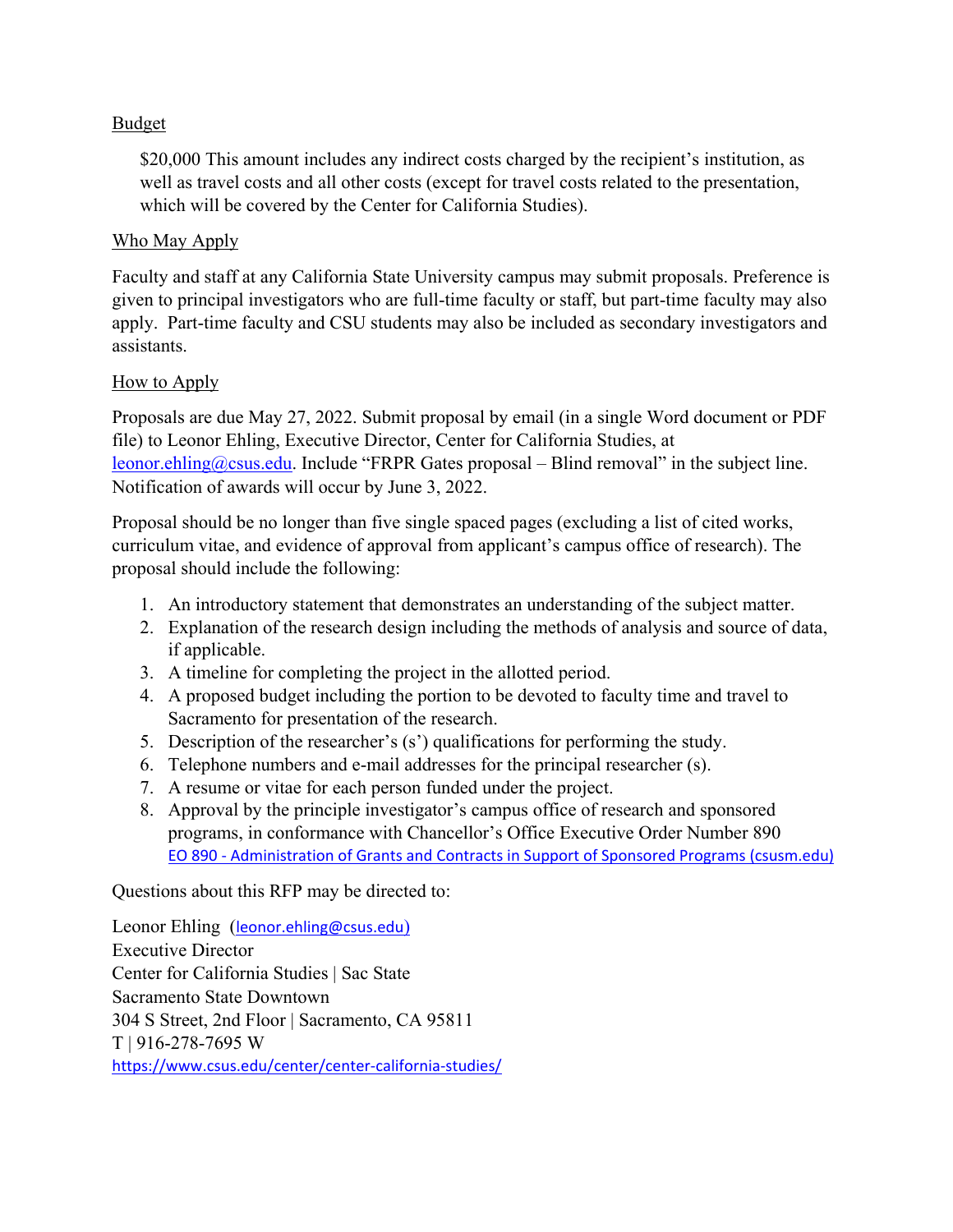Budget

$20,000 This amount includes any indirect costs charged by the recipient's institution, as well as travel costs and all other costs (except for travel costs related to the presentation, which will be covered by the Center for California Studies).

Who May Apply

Faculty and staff at any California State University campus may submit proposals. Preference is given to principal investigators who are full-time faculty or staff, but part-time faculty may also apply. Part-time faculty and CSU students may also be included as secondary investigators and assistants.

How to Apply

Proposals are due May 27, 2022. Submit proposal by email (in a single Word document or PDF file) to Leonor Ehling, Executive Director, Center for California Studies, at [leonor.ehling@csus.edu](mailto:leonor.ehling@csus.edu). Include "FRPR Gates proposal – Blind removal" in the subject line. Notification of awards will occur by June 3, 2022.

Proposal should be no longer than five single spaced pages (excluding a list of cited works, curriculum vitae, and evidence of approval from applicant's campus office of research). The proposal should include the following:

1. An introductory statement that demonstrates an understanding of the subject matter.
2. Explanation of the research design including the methods of analysis and source of data, if applicable.
3. A timeline for completing the project in the allotted period.
4. A proposed budget including the portion to be devoted to faculty time and travel to Sacramento for presentation of the research.
5. Description of the researcher's (s') qualifications for performing the study.
6. Telephone numbers and e-mail addresses for the principal researcher (s).
7. A resume or vitae for each person funded under the project.
8. Approval by the principle investigator's campus office of research and sponsored programs, in conformance with Chancellor's Office Executive Order Number 890 EO 890 - Administration of Grants and Contracts in Support of Sponsored Programs (csusm.edu)

Questions about this RFP may be directed to:

Leonor Ehling ([leonor.ehling@csus.edu](mailto:leonor.ehling@csus.edu))
Executive Director
Center for California Studies | Sac State
Sacramento State Downtown
304 S Street, 2nd Floor | Sacramento, CA 95811
T | 916-278-7695 W
https://www.csus.edu/center/center-california-studies/